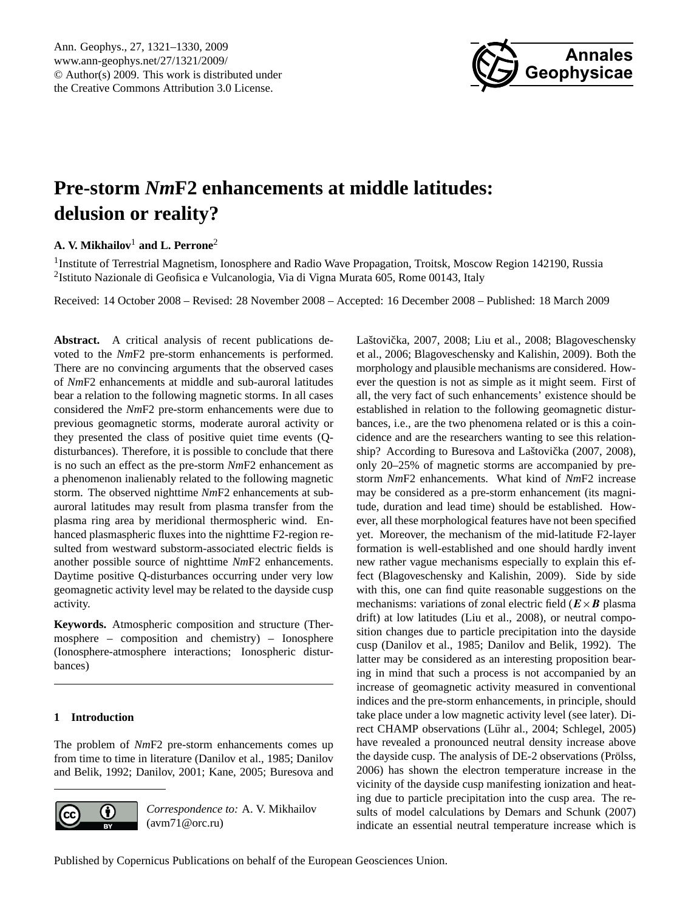# Pre-storm *Nm*F2 enhancements at middle latitudes: delusion or reality?

**A. V. Mikhailov**[1] **and L. Perrone**[2]

[1]Institute of Terrestrial Magnetism, Ionosphere and Radio Wave Propagation, Troitsk, Moscow Region 142190, Russia
[2]Istituto Nazionale di Geofisica e Vulcanologia, Via di Vigna Murata 605, Rome 00143, Italy

Received: 14 October 2008 – Revised: 28 November 2008 – Accepted: 16 December 2008 – Published: 18 March 2009

**Abstract.** A critical analysis of recent publications devoted to the *Nm*F2 pre-storm enhancements is performed. There are no convincing arguments that the observed cases of *Nm*F2 enhancements at middle and sub-auroral latitudes bear a relation to the following magnetic storms. In all cases considered the *Nm*F2 pre-storm enhancements were due to previous geomagnetic storms, moderate auroral activity or they presented the class of positive quiet time events (Q-disturbances). Therefore, it is possible to conclude that there is no such an effect as the pre-storm *Nm*F2 enhancement as a phenomenon inalienably related to the following magnetic storm. The observed nighttime *Nm*F2 enhancements at sub-auroral latitudes may result from plasma transfer from the plasma ring area by meridional thermospheric wind. Enhanced plasmaspheric fluxes into the nighttime F2-region resulted from westward substorm-associated electric fields is another possible source of nighttime *Nm*F2 enhancements. Daytime positive Q-disturbances occurring under very low geomagnetic activity level may be related to the dayside cusp activity.

**Keywords.** Atmospheric composition and structure (Thermosphere – composition and chemistry) – Ionosphere (Ionosphere-atmosphere interactions; Ionospheric disturbances)

## 1 Introduction

The problem of *Nm*F2 pre-storm enhancements comes up from time to time in literature (Danilov et al., 1985; Danilov and Belik, 1992; Danilov, 2001; Kane, 2005; Buresova and Laštovička, 2007, 2008; Liu et al., 2008; Blagoveschensky et al., 2006; Blagoveschensky and Kalishin, 2009). Both the morphology and plausible mechanisms are considered. However the question is not as simple as it might seem. First of all, the very fact of such enhancements' existence should be established in relation to the following geomagnetic disturbances, i.e., are the two phenomena related or is this a coincidence and are the researchers wanting to see this relationship? According to Buresova and Laštovička (2007, 2008), only 20–25% of magnetic storms are accompanied by pre-storm *Nm*F2 enhancements. What kind of *Nm*F2 increase may be considered as a pre-storm enhancement (its magnitude, duration and lead time) should be established. However, all these morphological features have not been specified yet. Moreover, the mechanism of the mid-latitude F2-layer formation is well-established and one should hardly invent new rather vague mechanisms especially to explain this effect (Blagoveschensky and Kalishin, 2009). Side by side with this, one can find quite reasonable suggestions on the mechanisms: variations of zonal electric field (**$E \times B$** plasma drift) at low latitudes (Liu et al., 2008), or neutral composition changes due to particle precipitation into the dayside cusp (Danilov et al., 1985; Danilov and Belik, 1992). The latter may be considered as an interesting proposition bearing in mind that such a process is not accompanied by an increase of geomagnetic activity measured in conventional indices and the pre-storm enhancements, in principle, should take place under a low magnetic activity level (see later). Direct CHAMP observations (Lühr al., 2004; Schlegel, 2005) have revealed a pronounced neutral density increase above the dayside cusp. The analysis of DE-2 observations (Prölss, 2006) has shown the electron temperature increase in the vicinity of the dayside cusp manifesting ionization and heating due to particle precipitation into the cusp area. The results of model calculations by Demars and Schunk (2007) indicate an essential neutral temperature increase which is

*Correspondence to:* A. V. Mikhailov (avm71@orc.ru)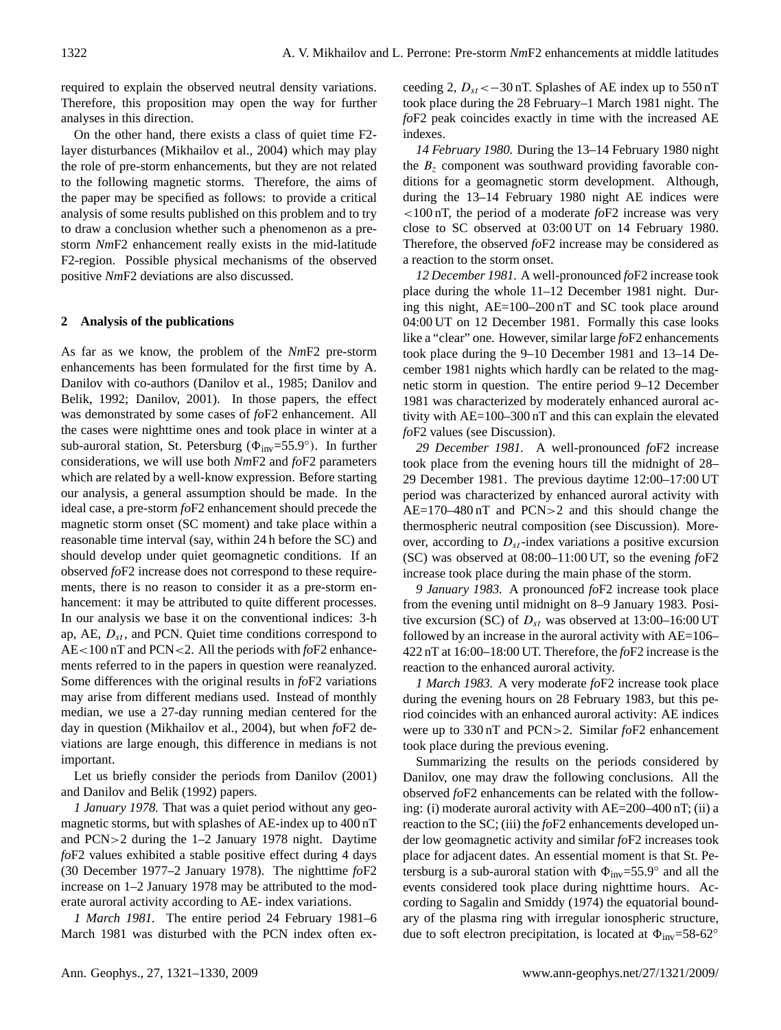required to explain the observed neutral density variations. Therefore, this proposition may open the way for further analyses in this direction.

On the other hand, there exists a class of quiet time F2-layer disturbances (Mikhailov et al., 2004) which may play the role of pre-storm enhancements, but they are not related to the following magnetic storms. Therefore, the aims of the paper may be specified as follows: to provide a critical analysis of some results published on this problem and to try to draw a conclusion whether such a phenomenon as a pre-storm *Nm*F2 enhancement really exists in the mid-latitude F2-region. Possible physical mechanisms of the observed positive *Nm*F2 deviations are also discussed.

## 2 Analysis of the publications

As far as we know, the problem of the *Nm*F2 pre-storm enhancements has been formulated for the first time by A. Danilov with co-authors (Danilov et al., 1985; Danilov and Belik, 1992; Danilov, 2001). In those papers, the effect was demonstrated by some cases of *fo*F2 enhancement. All the cases were nighttime ones and took place in winter at a sub-auroral station, St. Petersburg ($\Phi_{inv}$=55.9°). In further considerations, we will use both *Nm*F2 and *fo*F2 parameters which are related by a well-know expression. Before starting our analysis, a general assumption should be made. In the ideal case, a pre-storm *fo*F2 enhancement should precede the magnetic storm onset (SC moment) and take place within a reasonable time interval (say, within 24 h before the SC) and should develop under quiet geomagnetic conditions. If an observed *fo*F2 increase does not correspond to these requirements, there is no reason to consider it as a pre-storm enhancement: it may be attributed to quite different processes. In our analysis we base it on the conventional indices: 3-h ap, AE, $D_{st}$, and PCN. Quiet time conditions correspond to AE<100 nT and PCN<2. All the periods with *fo*F2 enhancements referred to in the papers in question were reanalyzed. Some differences with the original results in *fo*F2 variations may arise from different medians used. Instead of monthly median, we use a 27-day running median centered for the day in question (Mikhailov et al., 2004), but when *fo*F2 deviations are large enough, this difference in medians is not important.

Let us briefly consider the periods from Danilov (2001) and Danilov and Belik (1992) papers.

*1 January 1978.* That was a quiet period without any geomagnetic storms, but with splashes of AE-index up to 400 nT and PCN>2 during the 1–2 January 1978 night. Daytime *fo*F2 values exhibited a stable positive effect during 4 days (30 December 1977–2 January 1978). The nighttime *fo*F2 increase on 1–2 January 1978 may be attributed to the moderate auroral activity according to AE- index variations.

*1 March 1981.* The entire period 24 February 1981–6 March 1981 was disturbed with the PCN index often exceeding 2, $D_{st}<-30$ nT. Splashes of AE index up to 550 nT took place during the 28 February–1 March 1981 night. The *fo*F2 peak coincides exactly in time with the increased AE indexes.

*14 February 1980.* During the 13–14 February 1980 night the $B_z$ component was southward providing favorable conditions for a geomagnetic storm development. Although, during the 13–14 February 1980 night AE indices were <100 nT, the period of a moderate *fo*F2 increase was very close to SC observed at 03:00 UT on 14 February 1980. Therefore, the observed *fo*F2 increase may be considered as a reaction to the storm onset.

*12 December 1981.* A well-pronounced *fo*F2 increase took place during the whole 11–12 December 1981 night. During this night, AE=100–200 nT and SC took place around 04:00 UT on 12 December 1981. Formally this case looks like a "clear" one. However, similar large *fo*F2 enhancements took place during the 9–10 December 1981 and 13–14 December 1981 nights which hardly can be related to the magnetic storm in question. The entire period 9–12 December 1981 was characterized by moderately enhanced auroral activity with AE=100–300 nT and this can explain the elevated *fo*F2 values (see Discussion).

*29 December 1981.* A well-pronounced *fo*F2 increase took place from the evening hours till the midnight of 28–29 December 1981. The previous daytime 12:00–17:00 UT period was characterized by enhanced auroral activity with AE=170–480 nT and PCN>2 and this should change the thermospheric neutral composition (see Discussion). Moreover, according to $D_{st}$-index variations a positive excursion (SC) was observed at 08:00–11:00 UT, so the evening *fo*F2 increase took place during the main phase of the storm.

*9 January 1983.* A pronounced *fo*F2 increase took place from the evening until midnight on 8–9 January 1983. Positive excursion (SC) of $D_{st}$ was observed at 13:00–16:00 UT followed by an increase in the auroral activity with AE=106–422 nT at 16:00–18:00 UT. Therefore, the *fo*F2 increase is the reaction to the enhanced auroral activity.

*1 March 1983.* A very moderate *fo*F2 increase took place during the evening hours on 28 February 1983, but this period coincides with an enhanced auroral activity: AE indices were up to 330 nT and PCN>2. Similar *fo*F2 enhancement took place during the previous evening.

Summarizing the results on the periods considered by Danilov, one may draw the following conclusions. All the observed *fo*F2 enhancements can be related with the following: (i) moderate auroral activity with AE=200–400 nT; (ii) a reaction to the SC; (iii) the *fo*F2 enhancements developed under low geomagnetic activity and similar *fo*F2 increases took place for adjacent dates. An essential moment is that St. Petersburg is a sub-auroral station with $\Phi_{inv}$=55.9° and all the events considered took place during nighttime hours. According to Sagalin and Smiddy (1974) the equatorial boundary of the plasma ring with irregular ionospheric structure, due to soft electron precipitation, is located at $\Phi_{inv}$=58-62°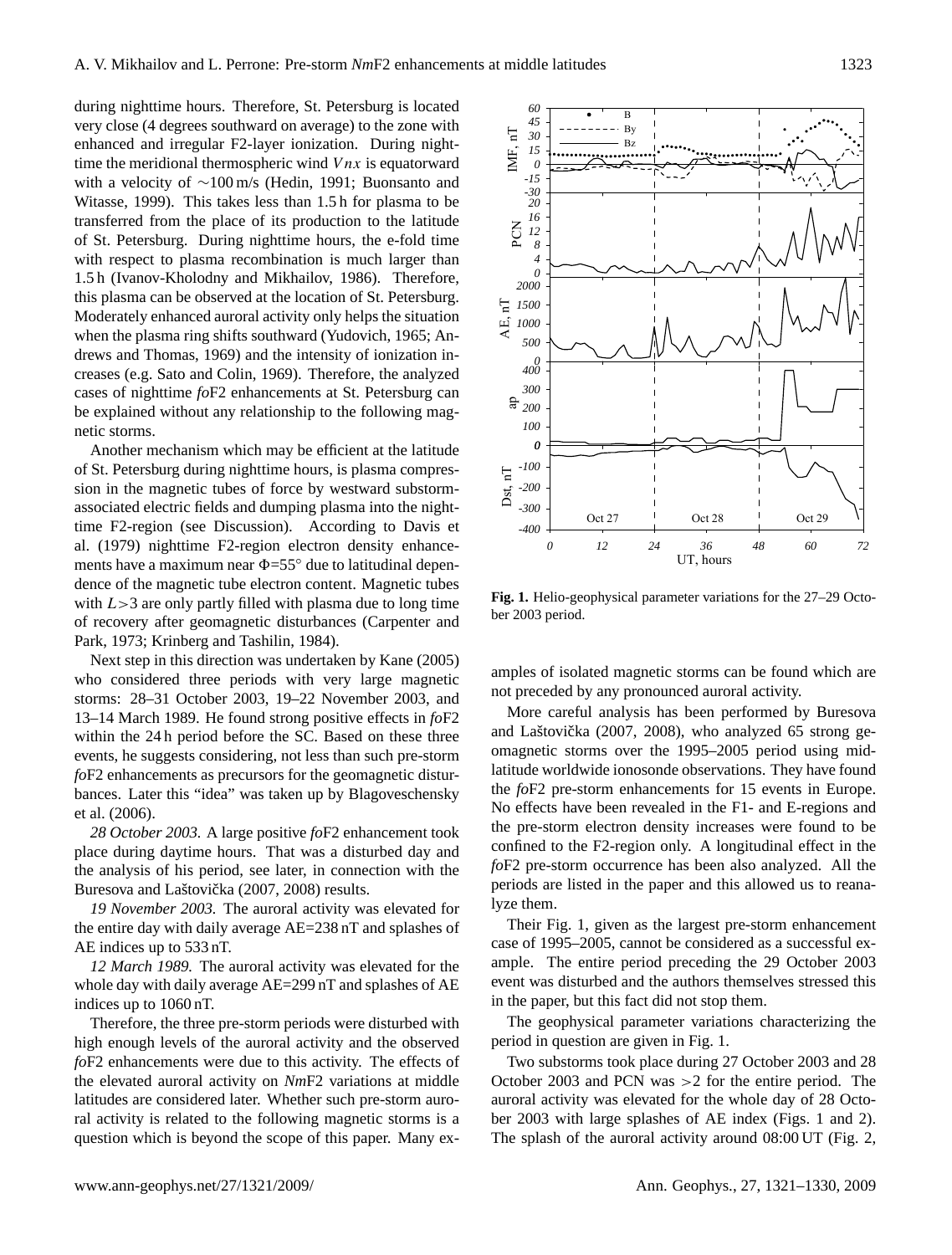during nighttime hours. Therefore, St. Petersburg is located very close (4 degrees southward on average) to the zone with enhanced and irregular F2-layer ionization. During nighttime the meridional thermospheric wind $Vnx$ is equatorward with a velocity of ∼100 m/s (Hedin, 1991; Buonsanto and Witasse, 1999). This takes less than 1.5 h for plasma to be transferred from the place of its production to the latitude of St. Petersburg. During nighttime hours, the e-fold time with respect to plasma recombination is much larger than 1.5 h (Ivanov-Kholodny and Mikhailov, 1986). Therefore, this plasma can be observed at the location of St. Petersburg. Moderately enhanced auroral activity only helps the situation when the plasma ring shifts southward (Yudovich, 1965; Andrews and Thomas, 1969) and the intensity of ionization increases (e.g. Sato and Colin, 1969). Therefore, the analyzed cases of nighttime *fo*F2 enhancements at St. Petersburg can be explained without any relationship to the following magnetic storms.

Another mechanism which may be efficient at the latitude of St. Petersburg during nighttime hours, is plasma compression in the magnetic tubes of force by westward substorm-associated electric fields and dumping plasma into the nighttime F2-region (see Discussion). According to Davis et al. (1979) nighttime F2-region electron density enhancements have a maximum near $\Phi$=55° due to latitudinal dependence of the magnetic tube electron content. Magnetic tubes with $L>3$ are only partly filled with plasma due to long time of recovery after geomagnetic disturbances (Carpenter and Park, 1973; Krinberg and Tashilin, 1984).

Next step in this direction was undertaken by Kane (2005) who considered three periods with very large magnetic storms: 28–31 October 2003, 19–22 November 2003, and 13–14 March 1989. He found strong positive effects in *fo*F2 within the 24 h period before the SC. Based on these three events, he suggests considering, not less than such pre-storm *fo*F2 enhancements as precursors for the geomagnetic disturbances. Later this "idea" was taken up by Blagoveschensky et al. (2006).

*28 October 2003.* A large positive *fo*F2 enhancement took place during daytime hours. That was a disturbed day and the analysis of his period, see later, in connection with the Buresova and Laštovička (2007, 2008) results.

*19 November 2003.* The auroral activity was elevated for the entire day with daily average AE=238 nT and splashes of AE indices up to 533 nT.

*12 March 1989.* The auroral activity was elevated for the whole day with daily average AE=299 nT and splashes of AE indices up to 1060 nT.

Therefore, the three pre-storm periods were disturbed with high enough levels of the auroral activity and the observed *fo*F2 enhancements were due to this activity. The effects of the elevated auroral activity on *Nm*F2 variations at middle latitudes are considered later. Whether such pre-storm auroral activity is related to the following magnetic storms is a question which is beyond the scope of this paper. Many examples of isolated magnetic storms can be found which are not preceded by any pronounced auroral activity.

**Fig. 1.** Helio-geophysical parameter variations for the 27–29 October 2003 period.

More careful analysis has been performed by Buresova and Laštovička (2007, 2008), who analyzed 65 strong geomagnetic storms over the 1995–2005 period using mid-latitude worldwide ionosonde observations. They have found the *fo*F2 pre-storm enhancements for 15 events in Europe. No effects have been revealed in the F1- and E-regions and the pre-storm electron density increases were found to be confined to the F2-region only. A longitudinal effect in the *fo*F2 pre-storm occurrence has been also analyzed. All the periods are listed in the paper and this allowed us to reanalyze them.

Their Fig. 1, given as the largest pre-storm enhancement case of 1995–2005, cannot be considered as a successful example. The entire period preceding the 29 October 2003 event was disturbed and the authors themselves stressed this in the paper, but this fact did not stop them.

The geophysical parameter variations characterizing the period in question are given in Fig. 1.

Two substorms took place during 27 October 2003 and 28 October 2003 and PCN was >2 for the entire period. The auroral activity was elevated for the whole day of 28 October 2003 with large splashes of AE index (Figs. 1 and 2). The splash of the auroral activity around 08:00 UT (Fig. 2,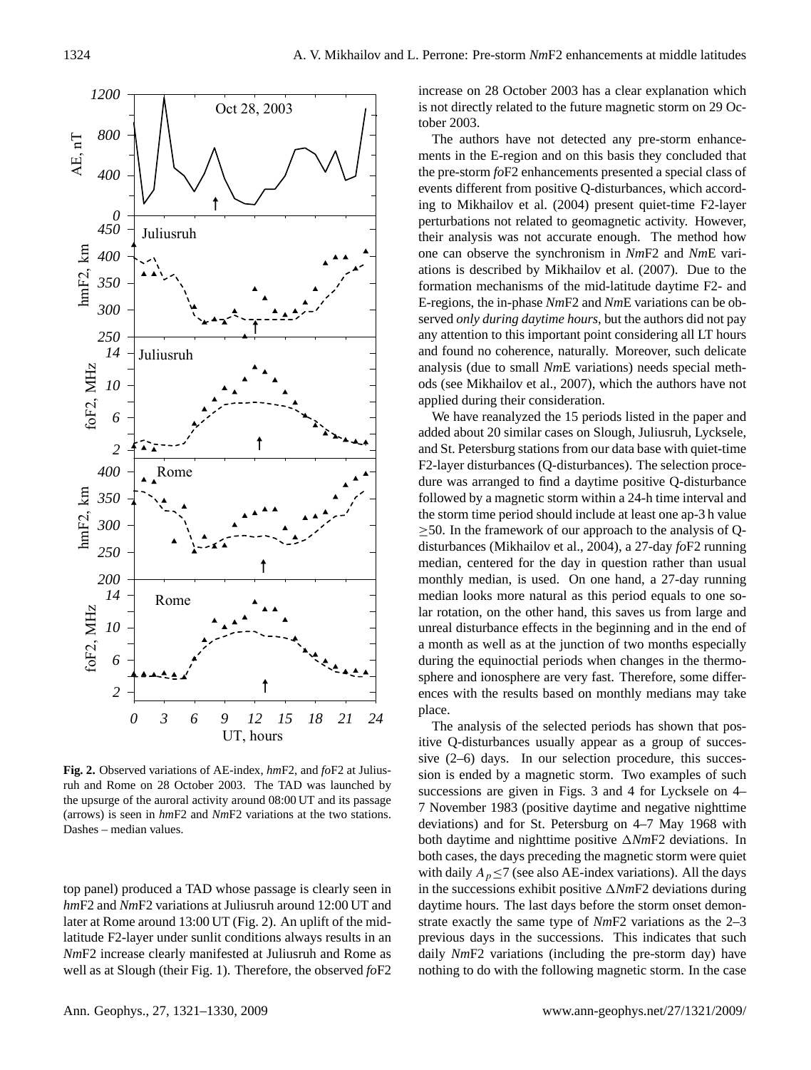**Fig. 2.** Observed variations of AE-index, *hm*F2, and *fo*F2 at Juliusruh and Rome on 28 October 2003. The TAD was launched by the upsurge of the auroral activity around 08:00 UT and its passage (arrows) is seen in *hm*F2 and *Nm*F2 variations at the two stations. Dashes – median values.

top panel) produced a TAD whose passage is clearly seen in *hm*F2 and *Nm*F2 variations at Juliusruh around 12:00 UT and later at Rome around 13:00 UT (Fig. 2). An uplift of the mid-latitude F2-layer under sunlit conditions always results in an *Nm*F2 increase clearly manifested at Juliusruh and Rome as well as at Slough (their Fig. 1). Therefore, the observed *fo*F2 increase on 28 October 2003 has a clear explanation which is not directly related to the future magnetic storm on 29 October 2003.

The authors have not detected any pre-storm enhancements in the E-region and on this basis they concluded that the pre-storm *fo*F2 enhancements presented a special class of events different from positive Q-disturbances, which according to Mikhailov et al. (2004) present quiet-time F2-layer perturbations not related to geomagnetic activity. However, their analysis was not accurate enough. The method how one can observe the synchronism in *Nm*F2 and *Nm*E variations is described by Mikhailov et al. (2007). Due to the formation mechanisms of the mid-latitude daytime F2- and E-regions, the in-phase *Nm*F2 and *Nm*E variations can be observed *only during daytime hours*, but the authors did not pay any attention to this important point considering all LT hours and found no coherence, naturally. Moreover, such delicate analysis (due to small *Nm*E variations) needs special methods (see Mikhailov et al., 2007), which the authors have not applied during their consideration.

We have reanalyzed the 15 periods listed in the paper and added about 20 similar cases on Slough, Juliusruh, Lycksele, and St. Petersburg stations from our data base with quiet-time F2-layer disturbances (Q-disturbances). The selection procedure was arranged to find a daytime positive Q-disturbance followed by a magnetic storm within a 24-h time interval and the storm time period should include at least one ap-3 h value $\geq$50. In the framework of our approach to the analysis of Q-disturbances (Mikhailov et al., 2004), a 27-day *fo*F2 running median, centered for the day in question rather than usual monthly median, is used. On one hand, a 27-day running median looks more natural as this period equals to one solar rotation, on the other hand, this saves us from large and unreal disturbance effects in the beginning and in the end of a month as well as at the junction of two months especially during the equinoctial periods when changes in the thermosphere and ionosphere are very fast. Therefore, some differences with the results based on monthly medians may take place.

The analysis of the selected periods has shown that positive Q-disturbances usually appear as a group of successive (2–6) days. In our selection procedure, this succession is ended by a magnetic storm. Two examples of such successions are given in Figs. 3 and 4 for Lycksele on 4–7 November 1983 (positive daytime and negative nighttime deviations) and for St. Petersburg on 4–7 May 1968 with both daytime and nighttime positive $\Delta$*Nm*F2 deviations. In both cases, the days preceding the magnetic storm were quiet with daily $A_p \leq 7$ (see also AE-index variations). All the days in the successions exhibit positive $\Delta$*Nm*F2 deviations during daytime hours. The last days before the storm onset demonstrate exactly the same type of *Nm*F2 variations as the 2–3 previous days in the successions. This indicates that such daily *Nm*F2 variations (including the pre-storm day) have nothing to do with the following magnetic storm. In the case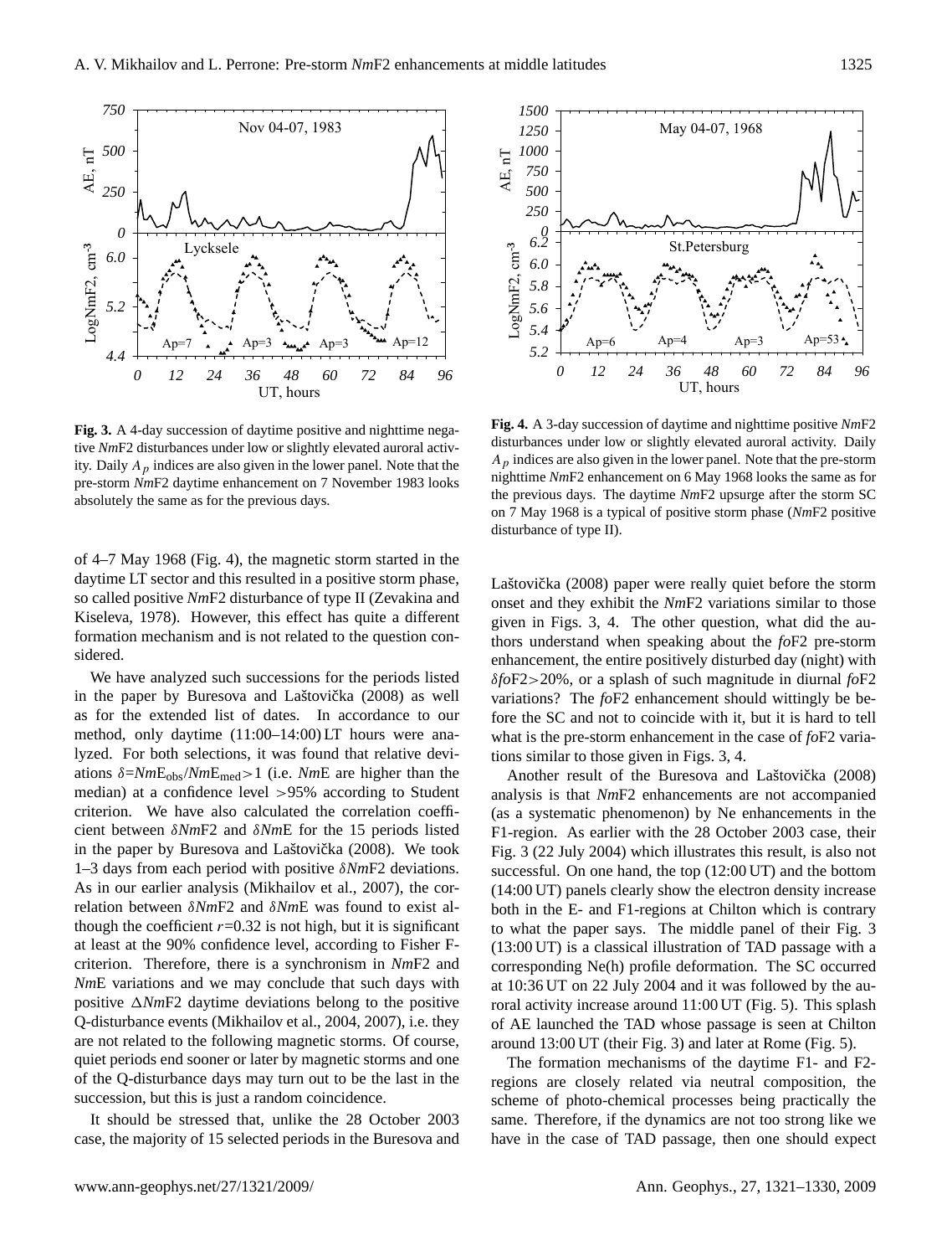**Fig. 3.** A 4-day succession of daytime positive and nighttime negative *Nm*F2 disturbances under low or slightly elevated auroral activity. Daily $A_p$ indices are also given in the lower panel. Note that the pre-storm *Nm*F2 daytime enhancement on 7 November 1983 looks absolutely the same as for the previous days.

**Fig. 4.** A 3-day succession of daytime and nighttime positive *Nm*F2 disturbances under low or slightly elevated auroral activity. Daily $A_p$ indices are also given in the lower panel. Note that the pre-storm nighttime *Nm*F2 enhancement on 6 May 1968 looks the same as for the previous days. The daytime *Nm*F2 upsurge after the storm SC on 7 May 1968 is a typical of positive storm phase (*Nm*F2 positive disturbance of type II).

of 4–7 May 1968 (Fig. 4), the magnetic storm started in the daytime LT sector and this resulted in a positive storm phase, so called positive *Nm*F2 disturbance of type II (Zevakina and Kiseleva, 1978). However, this effect has quite a different formation mechanism and is not related to the question considered.

We have analyzed such successions for the periods listed in the paper by Buresova and Laštovička (2008) as well as for the extended list of dates. In accordance to our method, only daytime (11:00–14:00) LT hours were analyzed. For both selections, it was found that relative deviations $\delta = Nm\mathrm{E_{obs}}/Nm\mathrm{E_{med}} > 1$ (i.e. *Nm*E are higher than the median) at a confidence level >95% according to Student criterion. We have also calculated the correlation coefficient between $\delta Nm$F2 and $\delta Nm$E for the 15 periods listed in the paper by Buresova and Laštovička (2008). We took 1–3 days from each period with positive $\delta Nm$F2 deviations. As in our earlier analysis (Mikhailov et al., 2007), the correlation between $\delta Nm$F2 and $\delta Nm$E was found to exist although the coefficient $r$=0.32 is not high, but it is significant at least at the 90% confidence level, according to Fisher F-criterion. Therefore, there is a synchronism in *Nm*F2 and *Nm*E variations and we may conclude that such days with positive $\Delta Nm$F2 daytime deviations belong to the positive Q-disturbance events (Mikhailov et al., 2004, 2007), i.e. they are not related to the following magnetic storms. Of course, quiet periods end sooner or later by magnetic storms and one of the Q-disturbance days may turn out to be the last in the succession, but this is just a random coincidence.

It should be stressed that, unlike the 28 October 2003 case, the majority of 15 selected periods in the Buresova and Laštovička (2008) paper were really quiet before the storm onset and they exhibit the *Nm*F2 variations similar to those given in Figs. 3, 4. The other question, what did the authors understand when speaking about the *fo*F2 pre-storm enhancement, the entire positively disturbed day (night) with $\delta fo$F2>20%, or a splash of such magnitude in diurnal *fo*F2 variations? The *fo*F2 enhancement should wittingly be before the SC and not to coincide with it, but it is hard to tell what is the pre-storm enhancement in the case of *fo*F2 variations similar to those given in Figs. 3, 4.

Another result of the Buresova and Laštovička (2008) analysis is that *Nm*F2 enhancements are not accompanied (as a systematic phenomenon) by Ne enhancements in the F1-region. As earlier with the 28 October 2003 case, their Fig. 3 (22 July 2004) which illustrates this result, is also not successful. On one hand, the top (12:00 UT) and the bottom (14:00 UT) panels clearly show the electron density increase both in the E- and F1-regions at Chilton which is contrary to what the paper says. The middle panel of their Fig. 3 (13:00 UT) is a classical illustration of TAD passage with a corresponding Ne(h) profile deformation. The SC occurred at 10:36 UT on 22 July 2004 and it was followed by the auroral activity increase around 11:00 UT (Fig. 5). This splash of AE launched the TAD whose passage is seen at Chilton around 13:00 UT (their Fig. 3) and later at Rome (Fig. 5).

The formation mechanisms of the daytime F1- and F2-regions are closely related via neutral composition, the scheme of photo-chemical processes being practically the same. Therefore, if the dynamics are not too strong like we have in the case of TAD passage, then one should expect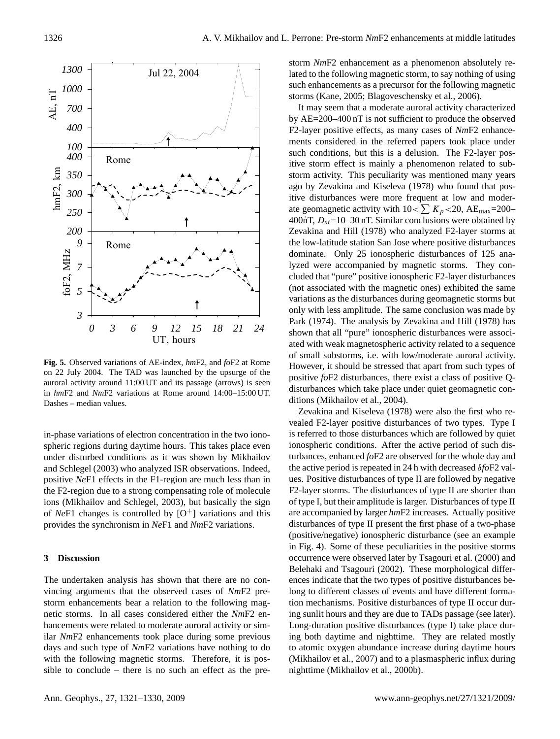**Fig. 5.** Observed variations of AE-index, *hm*F2, and *fo*F2 at Rome on 22 July 2004. The TAD was launched by the upsurge of the auroral activity around 11:00 UT and its passage (arrows) is seen in *hm*F2 and *Nm*F2 variations at Rome around 14:00–15:00 UT. Dashes – median values.

in-phase variations of electron concentration in the two ionospheric regions during daytime hours. This takes place even under disturbed conditions as it was shown by Mikhailov and Schlegel (2003) who analyzed ISR observations. Indeed, positive *Ne*F1 effects in the F1-region are much less than in the F2-region due to a strong compensating role of molecule ions (Mikhailov and Schlegel, 2003), but basically the sign of *Ne*F1 changes is controlled by $[O^+]$ variations and this provides the synchronism in *Ne*F1 and *Nm*F2 variations.

## 3 Discussion

The undertaken analysis has shown that there are no convincing arguments that the observed cases of *Nm*F2 pre-storm enhancements bear a relation to the following magnetic storms. In all cases considered either the *Nm*F2 enhancements were related to moderate auroral activity or similar *Nm*F2 enhancements took place during some previous days and such type of *Nm*F2 variations have nothing to do with the following magnetic storms. Therefore, it is possible to conclude – there is no such an effect as the pre-storm *Nm*F2 enhancement as a phenomenon absolutely related to the following magnetic storm, to say nothing of using such enhancements as a precursor for the following magnetic storms (Kane, 2005; Blagoveschensky et al., 2006).

It may seem that a moderate auroral activity characterized by AE=200–400 nT is not sufficient to produce the observed F2-layer positive effects, as many cases of *Nm*F2 enhancements considered in the referred papers took place under such conditions, but this is a delusion. The F2-layer positive storm effect is mainly a phenomenon related to substorm activity. This peculiarity was mentioned many years ago by Zevakina and Kiseleva (1978) who found that positive disturbances were more frequent at low and moderate geomagnetic activity with $10<\sum K_p<20$, $AE_{max}$=200–400 nT, $D_{st}$=10–30 nT. Similar conclusions were obtained by Zevakina and Hill (1978) who analyzed F2-layer storms at the low-latitude station San Jose where positive disturbances dominate. Only 25 ionospheric disturbances of 125 analyzed were accompanied by magnetic storms. They concluded that "pure" positive ionospheric F2-layer disturbances (not associated with the magnetic ones) exhibited the same variations as the disturbances during geomagnetic storms but only with less amplitude. The same conclusion was made by Park (1974). The analysis by Zevakina and Hill (1978) has shown that all "pure" ionospheric disturbances were associated with weak magnetospheric activity related to a sequence of small substorms, i.e. with low/moderate auroral activity. However, it should be stressed that apart from such types of positive *fo*F2 disturbances, there exist a class of positive Q-disturbances which take place under quiet geomagnetic conditions (Mikhailov et al., 2004).

Zevakina and Kiseleva (1978) were also the first who revealed F2-layer positive disturbances of two types. Type I is referred to those disturbances which are followed by quiet ionospheric conditions. After the active period of such disturbances, enhanced *fo*F2 are observed for the whole day and the active period is repeated in 24 h with decreased $\delta$*fo*F2 values. Positive disturbances of type II are followed by negative F2-layer storms. The disturbances of type II are shorter than of type I, but their amplitude is larger. Disturbances of type II are accompanied by larger *hm*F2 increases. Actually positive disturbances of type II present the first phase of a two-phase (positive/negative) ionospheric disturbance (see an example in Fig. 4). Some of these peculiarities in the positive storms occurrence were observed later by Tsagouri et al. (2000) and Belehaki and Tsagouri (2002). These morphological differences indicate that the two types of positive disturbances belong to different classes of events and have different formation mechanisms. Positive disturbances of type II occur during sunlit hours and they are due to TADs passage (see later). Long-duration positive disturbances (type I) take place during both daytime and nighttime. They are related mostly to atomic oxygen abundance increase during daytime hours (Mikhailov et al., 2007) and to a plasmaspheric influx during nighttime (Mikhailov et al., 2000b).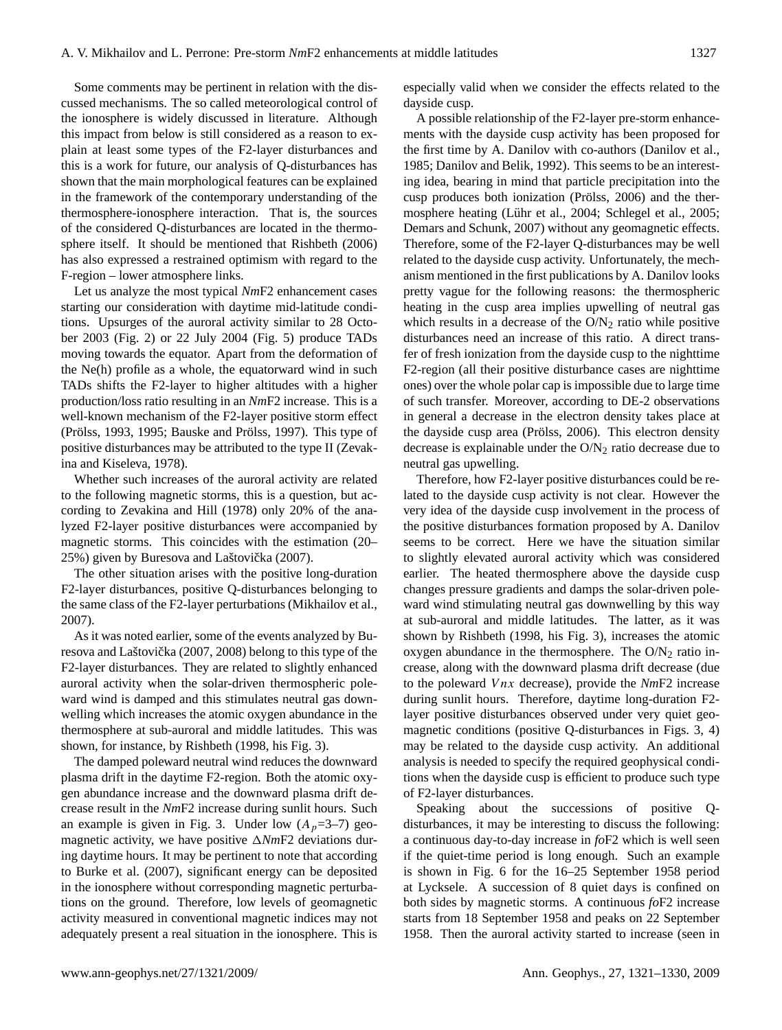Some comments may be pertinent in relation with the discussed mechanisms. The so called meteorological control of the ionosphere is widely discussed in literature. Although this impact from below is still considered as a reason to explain at least some types of the F2-layer disturbances and this is a work for future, our analysis of Q-disturbances has shown that the main morphological features can be explained in the framework of the contemporary understanding of the thermosphere-ionosphere interaction. That is, the sources of the considered Q-disturbances are located in the thermosphere itself. It should be mentioned that Rishbeth (2006) has also expressed a restrained optimism with regard to the F-region – lower atmosphere links.

Let us analyze the most typical *Nm*F2 enhancement cases starting our consideration with daytime mid-latitude conditions. Upsurges of the auroral activity similar to 28 October 2003 (Fig. 2) or 22 July 2004 (Fig. 5) produce TADs moving towards the equator. Apart from the deformation of the Ne(h) profile as a whole, the equatorward wind in such TADs shifts the F2-layer to higher altitudes with a higher production/loss ratio resulting in an *Nm*F2 increase. This is a well-known mechanism of the F2-layer positive storm effect (Prölss, 1993, 1995; Bauske and Prölss, 1997). This type of positive disturbances may be attributed to the type II (Zevakina and Kiseleva, 1978).

Whether such increases of the auroral activity are related to the following magnetic storms, this is a question, but according to Zevakina and Hill (1978) only 20% of the analyzed F2-layer positive disturbances were accompanied by magnetic storms. This coincides with the estimation (20–25%) given by Buresova and Laštovička (2007).

The other situation arises with the positive long-duration F2-layer disturbances, positive Q-disturbances belonging to the same class of the F2-layer perturbations (Mikhailov et al., 2007).

As it was noted earlier, some of the events analyzed by Buresova and Laštovička (2007, 2008) belong to this type of the F2-layer disturbances. They are related to slightly enhanced auroral activity when the solar-driven thermospheric poleward wind is damped and this stimulates neutral gas downwelling which increases the atomic oxygen abundance in the thermosphere at sub-auroral and middle latitudes. This was shown, for instance, by Rishbeth (1998, his Fig. 3).

The damped poleward neutral wind reduces the downward plasma drift in the daytime F2-region. Both the atomic oxygen abundance increase and the downward plasma drift decrease result in the *Nm*F2 increase during sunlit hours. Such an example is given in Fig. 3. Under low ($A_p$=3–7) geomagnetic activity, we have positive $\Delta$*Nm*F2 deviations during daytime hours. It may be pertinent to note that according to Burke et al. (2007), significant energy can be deposited in the ionosphere without corresponding magnetic perturbations on the ground. Therefore, low levels of geomagnetic activity measured in conventional magnetic indices may not adequately present a real situation in the ionosphere. This is especially valid when we consider the effects related to the dayside cusp.

A possible relationship of the F2-layer pre-storm enhancements with the dayside cusp activity has been proposed for the first time by A. Danilov with co-authors (Danilov et al., 1985; Danilov and Belik, 1992). This seems to be an interesting idea, bearing in mind that particle precipitation into the cusp produces both ionization (Prölss, 2006) and the thermosphere heating (Lühr et al., 2004; Schlegel et al., 2005; Demars and Schunk, 2007) without any geomagnetic effects. Therefore, some of the F2-layer Q-disturbances may be well related to the dayside cusp activity. Unfortunately, the mechanism mentioned in the first publications by A. Danilov looks pretty vague for the following reasons: the thermospheric heating in the cusp area implies upwelling of neutral gas which results in a decrease of the $O/N_2$ ratio while positive disturbances need an increase of this ratio. A direct transfer of fresh ionization from the dayside cusp to the nighttime F2-region (all their positive disturbance cases are nighttime ones) over the whole polar cap is impossible due to large time of such transfer. Moreover, according to DE-2 observations in general a decrease in the electron density takes place at the dayside cusp area (Prölss, 2006). This electron density decrease is explainable under the $O/N_2$ ratio decrease due to neutral gas upwelling.

Therefore, how F2-layer positive disturbances could be related to the dayside cusp activity is not clear. However the very idea of the dayside cusp involvement in the process of the positive disturbances formation proposed by A. Danilov seems to be correct. Here we have the situation similar to slightly elevated auroral activity which was considered earlier. The heated thermosphere above the dayside cusp changes pressure gradients and damps the solar-driven poleward wind stimulating neutral gas downwelling by this way at sub-auroral and middle latitudes. The latter, as it was shown by Rishbeth (1998, his Fig. 3), increases the atomic oxygen abundance in the thermosphere. The $O/N_2$ ratio increase, along with the downward plasma drift decrease (due to the poleward $Vnx$ decrease), provide the *Nm*F2 increase during sunlit hours. Therefore, daytime long-duration F2-layer positive disturbances observed under very quiet geomagnetic conditions (positive Q-disturbances in Figs. 3, 4) may be related to the dayside cusp activity. An additional analysis is needed to specify the required geophysical conditions when the dayside cusp is efficient to produce such type of F2-layer disturbances.

Speaking about the successions of positive Q-disturbances, it may be interesting to discuss the following: a continuous day-to-day increase in *fo*F2 which is well seen if the quiet-time period is long enough. Such an example is shown in Fig. 6 for the 16–25 September 1958 period at Lycksele. A succession of 8 quiet days is confined on both sides by magnetic storms. A continuous *fo*F2 increase starts from 18 September 1958 and peaks on 22 September 1958. Then the auroral activity started to increase (seen in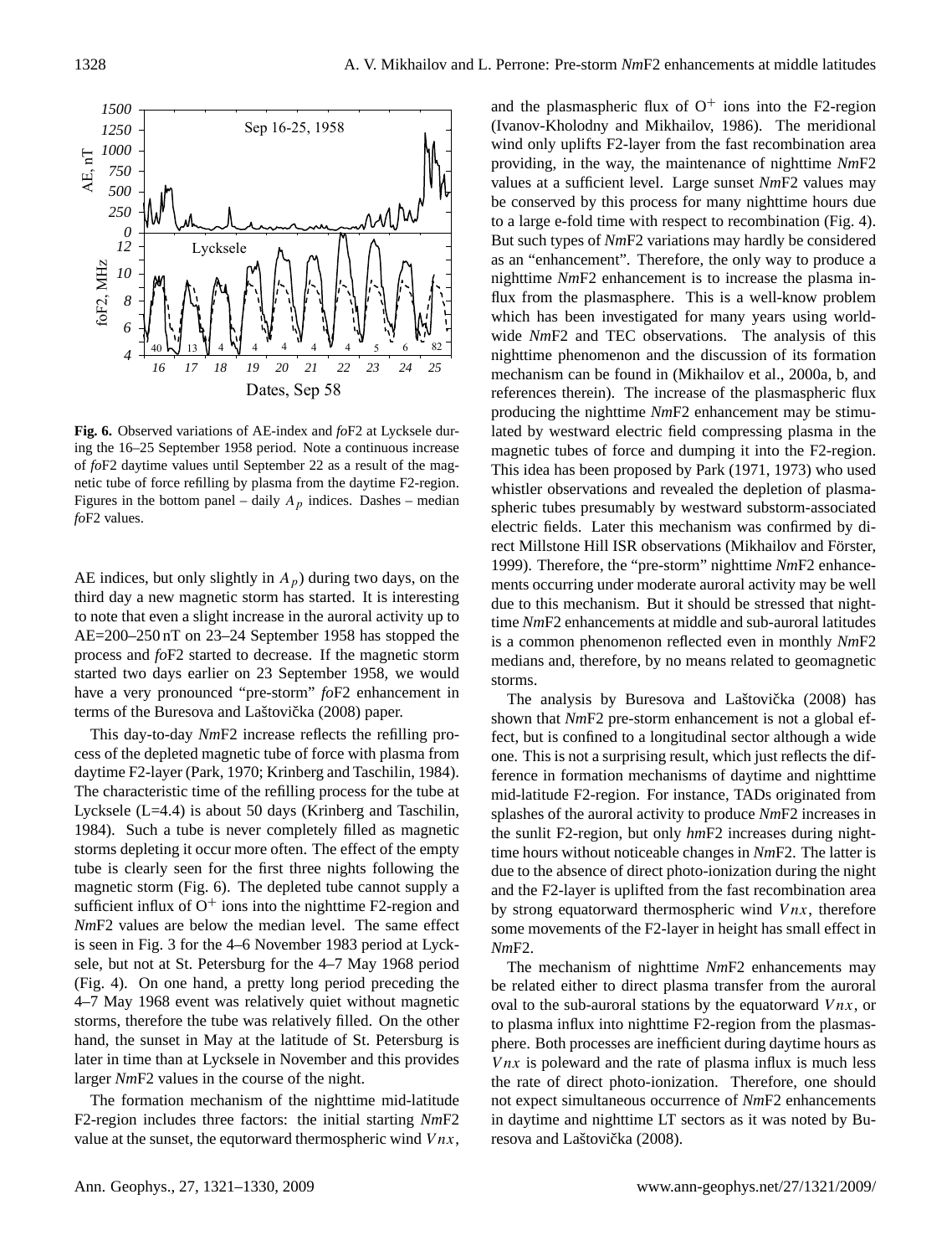**Fig. 6.** Observed variations of AE-index and *fo*F2 at Lycksele during the 16–25 September 1958 period. Note a continuous increase of *fo*F2 daytime values until September 22 as a result of the magnetic tube of force refilling by plasma from the daytime F2-region. Figures in the bottom panel – daily $A_p$ indices. Dashes – median *fo*F2 values.

AE indices, but only slightly in $A_p$) during two days, on the third day a new magnetic storm has started. It is interesting to note that even a slight increase in the auroral activity up to AE=200–250 nT on 23–24 September 1958 has stopped the process and *fo*F2 started to decrease. If the magnetic storm started two days earlier on 23 September 1958, we would have a very pronounced "pre-storm" *fo*F2 enhancement in terms of the Buresova and Laštovička (2008) paper.

This day-to-day *Nm*F2 increase reflects the refilling process of the depleted magnetic tube of force with plasma from daytime F2-layer (Park, 1970; Krinberg and Taschilin, 1984). The characteristic time of the refilling process for the tube at Lycksele (L=4.4) is about 50 days (Krinberg and Taschilin, 1984). Such a tube is never completely filled as magnetic storms depleting it occur more often. The effect of the empty tube is clearly seen for the first three nights following the magnetic storm (Fig. 6). The depleted tube cannot supply a sufficient influx of $O^+$ ions into the nighttime F2-region and *Nm*F2 values are below the median level. The same effect is seen in Fig. 3 for the 4–6 November 1983 period at Lycksele, but not at St. Petersburg for the 4–7 May 1968 period (Fig. 4). On one hand, a pretty long period preceding the 4–7 May 1968 event was relatively quiet without magnetic storms, therefore the tube was relatively filled. On the other hand, the sunset in May at the latitude of St. Petersburg is later in time than at Lycksele in November and this provides larger *Nm*F2 values in the course of the night.

The formation mechanism of the nighttime mid-latitude F2-region includes three factors: the initial starting *Nm*F2 value at the sunset, the equtorward thermospheric wind $Vnx$, and the plasmaspheric flux of $O^+$ ions into the F2-region (Ivanov-Kholodny and Mikhailov, 1986). The meridional wind only uplifts F2-layer from the fast recombination area providing, in the way, the maintenance of nighttime *Nm*F2 values at a sufficient level. Large sunset *Nm*F2 values may be conserved by this process for many nighttime hours due to a large e-fold time with respect to recombination (Fig. 4). But such types of *Nm*F2 variations may hardly be considered as an "enhancement". Therefore, the only way to produce a nighttime *Nm*F2 enhancement is to increase the plasma influx from the plasmasphere. This is a well-know problem which has been investigated for many years using worldwide *Nm*F2 and TEC observations. The analysis of this nighttime phenomenon and the discussion of its formation mechanism can be found in (Mikhailov et al., 2000a, b, and references therein). The increase of the plasmaspheric flux producing the nighttime *Nm*F2 enhancement may be stimulated by westward electric field compressing plasma in the magnetic tubes of force and dumping it into the F2-region. This idea has been proposed by Park (1971, 1973) who used whistler observations and revealed the depletion of plasmaspheric tubes presumably by westward substorm-associated electric fields. Later this mechanism was confirmed by direct Millstone Hill ISR observations (Mikhailov and Förster, 1999). Therefore, the "pre-storm" nighttime *Nm*F2 enhancements occurring under moderate auroral activity may be well due to this mechanism. But it should be stressed that nighttime *Nm*F2 enhancements at middle and sub-auroral latitudes is a common phenomenon reflected even in monthly *Nm*F2 medians and, therefore, by no means related to geomagnetic storms.

The analysis by Buresova and Laštovička (2008) has shown that *Nm*F2 pre-storm enhancement is not a global effect, but is confined to a longitudinal sector although a wide one. This is not a surprising result, which just reflects the difference in formation mechanisms of daytime and nighttime mid-latitude F2-region. For instance, TADs originated from splashes of the auroral activity to produce *Nm*F2 increases in the sunlit F2-region, but only *hm*F2 increases during nighttime hours without noticeable changes in *Nm*F2. The latter is due to the absence of direct photo-ionization during the night and the F2-layer is uplifted from the fast recombination area by strong equatorward thermospheric wind $Vnx$, therefore some movements of the F2-layer in height has small effect in *Nm*F2.

The mechanism of nighttime *Nm*F2 enhancements may be related either to direct plasma transfer from the auroral oval to the sub-auroral stations by the equatorward $Vnx$, or to plasma influx into nighttime F2-region from the plasmasphere. Both processes are inefficient during daytime hours as $Vnx$ is poleward and the rate of plasma influx is much less the rate of direct photo-ionization. Therefore, one should not expect simultaneous occurrence of *Nm*F2 enhancements in daytime and nighttime LT sectors as it was noted by Buresova and Laštovička (2008).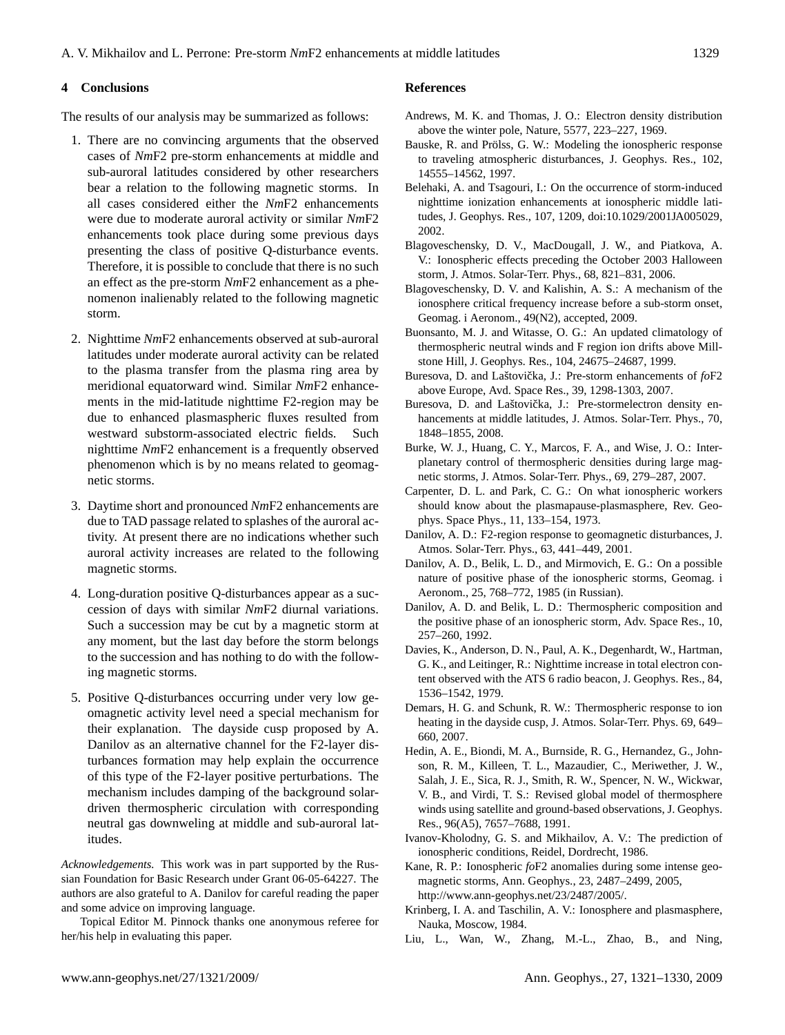## 4 Conclusions

The results of our analysis may be summarized as follows:

1. There are no convincing arguments that the observed cases of *Nm*F2 pre-storm enhancements at middle and sub-auroral latitudes considered by other researchers bear a relation to the following magnetic storms. In all cases considered either the *Nm*F2 enhancements were due to moderate auroral activity or similar *Nm*F2 enhancements took place during some previous days presenting the class of positive Q-disturbance events. Therefore, it is possible to conclude that there is no such an effect as the pre-storm *Nm*F2 enhancement as a phenomenon inalienably related to the following magnetic storm.

2. Nighttime *Nm*F2 enhancements observed at sub-auroral latitudes under moderate auroral activity can be related to the plasma transfer from the plasma ring area by meridional equatorward wind. Similar *Nm*F2 enhancements in the mid-latitude nighttime F2-region may be due to enhanced plasmaspheric fluxes resulted from westward substorm-associated electric fields. Such nighttime *Nm*F2 enhancement is a frequently observed phenomenon which is by no means related to geomagnetic storms.

3. Daytime short and pronounced *Nm*F2 enhancements are due to TAD passage related to splashes of the auroral activity. At present there are no indications whether such auroral activity increases are related to the following magnetic storms.

4. Long-duration positive Q-disturbances appear as a succession of days with similar *Nm*F2 diurnal variations. Such a succession may be cut by a magnetic storm at any moment, but the last day before the storm belongs to the succession and has nothing to do with the following magnetic storms.

5. Positive Q-disturbances occurring under very low geomagnetic activity level need a special mechanism for their explanation. The dayside cusp proposed by A. Danilov as an alternative channel for the F2-layer disturbances formation may help explain the occurrence of this type of the F2-layer positive perturbations. The mechanism includes damping of the background solar-driven thermospheric circulation with corresponding neutral gas downweling at middle and sub-auroral latitudes.

*Acknowledgements.* This work was in part supported by the Russian Foundation for Basic Research under Grant 06-05-64227. The authors are also grateful to A. Danilov for careful reading the paper and some advice on improving language.

Topical Editor M. Pinnock thanks one anonymous referee for her/his help in evaluating this paper.

## References

Andrews, M. K. and Thomas, J. O.: Electron density distribution above the winter pole, Nature, 5577, 223–227, 1969.

Bauske, R. and Prölss, G. W.: Modeling the ionospheric response to traveling atmospheric disturbances, J. Geophys. Res., 102, 14555–14562, 1997.

Belehaki, A. and Tsagouri, I.: On the occurrence of storm-induced nighttime ionization enhancements at ionospheric middle latitudes, J. Geophys. Res., 107, 1209, doi:10.1029/2001JA005029, 2002.

Blagoveschensky, D. V., MacDougall, J. W., and Piatkova, A. V.: Ionospheric effects preceding the October 2003 Halloween storm, J. Atmos. Solar-Terr. Phys., 68, 821–831, 2006.

Blagoveschensky, D. V. and Kalishin, A. S.: A mechanism of the ionosphere critical frequency increase before a sub-storm onset, Geomag. i Aeronom., 49(N2), accepted, 2009.

Buonsanto, M. J. and Witasse, O. G.: An updated climatology of thermospheric neutral winds and F region ion drifts above Millstone Hill, J. Geophys. Res., 104, 24675–24687, 1999.

Buresova, D. and Laštovička, J.: Pre-storm enhancements of *fo*F2 above Europe, Avd. Space Res., 39, 1298-1303, 2007.

Buresova, D. and Laštovička, J.: Pre-stormelectron density enhancements at middle latitudes, J. Atmos. Solar-Terr. Phys., 70, 1848–1855, 2008.

Burke, W. J., Huang, C. Y., Marcos, F. A., and Wise, J. O.: Interplanetary control of thermospheric densities during large magnetic storms, J. Atmos. Solar-Terr. Phys., 69, 279–287, 2007.

Carpenter, D. L. and Park, C. G.: On what ionospheric workers should know about the plasmapause-plasmasphere, Rev. Geophys. Space Phys., 11, 133–154, 1973.

Danilov, A. D.: F2-region response to geomagnetic disturbances, J. Atmos. Solar-Terr. Phys., 63, 441–449, 2001.

Danilov, A. D., Belik, L. D., and Mirmovich, E. G.: On a possible nature of positive phase of the ionospheric storms, Geomag. i Aeronom., 25, 768–772, 1985 (in Russian).

Danilov, A. D. and Belik, L. D.: Thermospheric composition and the positive phase of an ionospheric storm, Adv. Space Res., 10, 257–260, 1992.

Davies, K., Anderson, D. N., Paul, A. K., Degenhardt, W., Hartman, G. K., and Leitinger, R.: Nighttime increase in total electron content observed with the ATS 6 radio beacon, J. Geophys. Res., 84, 1536–1542, 1979.

Demars, H. G. and Schunk, R. W.: Thermospheric response to ion heating in the dayside cusp, J. Atmos. Solar-Terr. Phys. 69, 649–660, 2007.

Hedin, A. E., Biondi, M. A., Burnside, R. G., Hernandez, G., Johnson, R. M., Killeen, T. L., Mazaudier, C., Meriwether, J. W., Salah, J. E., Sica, R. J., Smith, R. W., Spencer, N. W., Wickwar, V. B., and Virdi, T. S.: Revised global model of thermosphere winds using satellite and ground-based observations, J. Geophys. Res., 96(A5), 7657–7688, 1991.

Ivanov-Kholodny, G. S. and Mikhailov, A. V.: The prediction of ionospheric conditions, Reidel, Dordrecht, 1986.

Kane, R. P.: Ionospheric *fo*F2 anomalies during some intense geomagnetic storms, Ann. Geophys., 23, 2487–2499, 2005, http://www.ann-geophys.net/23/2487/2005/.

Krinberg, I. A. and Taschilin, A. V.: Ionosphere and plasmasphere, Nauka, Moscow, 1984.

Liu, L., Wan, W., Zhang, M.-L., Zhao, B., and Ning,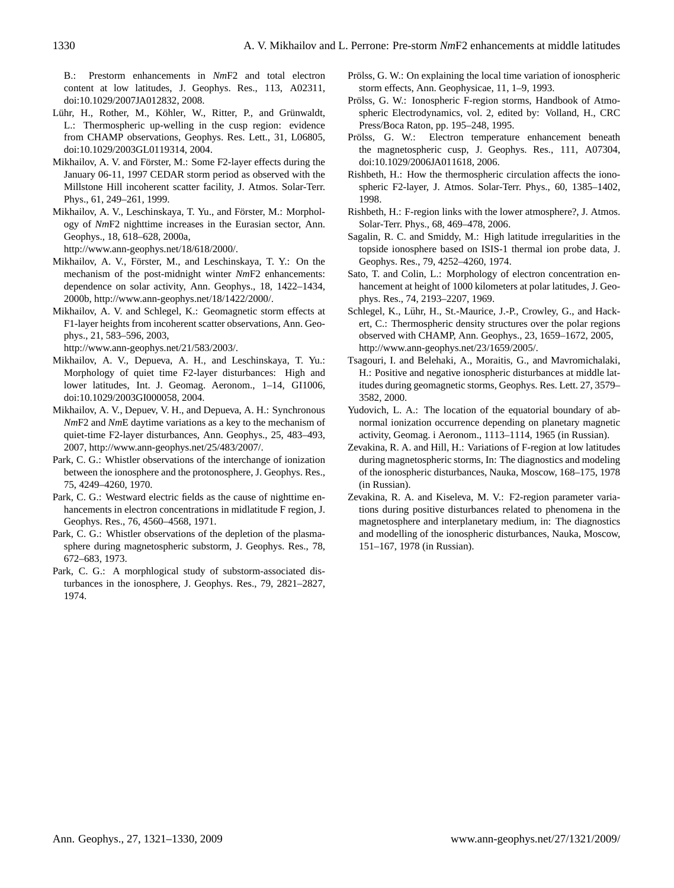B.: Prestorm enhancements in *Nm*F2 and total electron content at low latitudes, J. Geophys. Res., 113, A02311, doi:10.1029/2007JA012832, 2008.

Lühr, H., Rother, M., Köhler, W., Ritter, P., and Grünwaldt, L.: Thermospheric up-welling in the cusp region: evidence from CHAMP observations, Geophys. Res. Lett., 31, L06805, doi:10.1029/2003GL0119314, 2004.

Mikhailov, A. V. and Förster, M.: Some F2-layer effects during the January 06-11, 1997 CEDAR storm period as observed with the Millstone Hill incoherent scatter facility, J. Atmos. Solar-Terr. Phys., 61, 249–261, 1999.

Mikhailov, A. V., Leschinskaya, T. Yu., and Förster, M.: Morphology of *Nm*F2 nighttime increases in the Eurasian sector, Ann. Geophys., 18, 618–628, 2000a, http://www.ann-geophys.net/18/618/2000/.

Mikhailov, A. V., Förster, M., and Leschinskaya, T. Y.: On the mechanism of the post-midnight winter *Nm*F2 enhancements: dependence on solar activity, Ann. Geophys., 18, 1422–1434, 2000b, http://www.ann-geophys.net/18/1422/2000/.

Mikhailov, A. V. and Schlegel, K.: Geomagnetic storm effects at F1-layer heights from incoherent scatter observations, Ann. Geophys., 21, 583–596, 2003, http://www.ann-geophys.net/21/583/2003/.

Mikhailov, A. V., Depueva, A. H., and Leschinskaya, T. Yu.: Morphology of quiet time F2-layer disturbances: High and lower latitudes, Int. J. Geomag. Aeronom., 1–14, GI1006, doi:10.1029/2003GI000058, 2004.

Mikhailov, A. V., Depuev, V. H., and Depueva, A. H.: Synchronous *Nm*F2 and *Nm*E daytime variations as a key to the mechanism of quiet-time F2-layer disturbances, Ann. Geophys., 25, 483–493, 2007, http://www.ann-geophys.net/25/483/2007/.

Park, C. G.: Whistler observations of the interchange of ionization between the ionosphere and the protonosphere, J. Geophys. Res., 75, 4249–4260, 1970.

Park, C. G.: Westward electric fields as the cause of nighttime enhancements in electron concentrations in midlatitude F region, J. Geophys. Res., 76, 4560–4568, 1971.

Park, C. G.: Whistler observations of the depletion of the plasmasphere during magnetospheric substorm, J. Geophys. Res., 78, 672–683, 1973.

Park, C. G.: A morphlogical study of substorm-associated disturbances in the ionosphere, J. Geophys. Res., 79, 2821–2827, 1974.

Prölss, G. W.: On explaining the local time variation of ionospheric storm effects, Ann. Geophysicae, 11, 1–9, 1993.

Prölss, G. W.: Ionospheric F-region storms, Handbook of Atmospheric Electrodynamics, vol. 2, edited by: Volland, H., CRC Press/Boca Raton, pp. 195–248, 1995.

Prölss, G. W.: Electron temperature enhancement beneath the magnetospheric cusp, J. Geophys. Res., 111, A07304, doi:10.1029/2006JA011618, 2006.

Rishbeth, H.: How the thermospheric circulation affects the ionospheric F2-layer, J. Atmos. Solar-Terr. Phys., 60, 1385–1402, 1998.

Rishbeth, H.: F-region links with the lower atmosphere?, J. Atmos. Solar-Terr. Phys., 68, 469–478, 2006.

Sagalin, R. C. and Smiddy, M.: High latitude irregularities in the topside ionosphere based on ISIS-1 thermal ion probe data, J. Geophys. Res., 79, 4252–4260, 1974.

Sato, T. and Colin, L.: Morphology of electron concentration enhancement at height of 1000 kilometers at polar latitudes, J. Geophys. Res., 74, 2193–2207, 1969.

Schlegel, K., Lühr, H., St.-Maurice, J.-P., Crowley, G., and Hackert, C.: Thermospheric density structures over the polar regions observed with CHAMP, Ann. Geophys., 23, 1659–1672, 2005, http://www.ann-geophys.net/23/1659/2005/.

Tsagouri, I. and Belehaki, A., Moraitis, G., and Mavromichalaki, H.: Positive and negative ionospheric disturbances at middle latitudes during geomagnetic storms, Geophys. Res. Lett. 27, 3579–3582, 2000.

Yudovich, L. A.: The location of the equatorial boundary of abnormal ionization occurrence depending on planetary magnetic activity, Geomag. i Aeronom., 1113–1114, 1965 (in Russian).

Zevakina, R. A. and Hill, H.: Variations of F-region at low latitudes during magnetospheric storms, In: The diagnostics and modeling of the ionospheric disturbances, Nauka, Moscow, 168–175, 1978 (in Russian).

Zevakina, R. A. and Kiseleva, M. V.: F2-region parameter variations during positive disturbances related to phenomena in the magnetosphere and interplanetary medium, in: The diagnostics and modelling of the ionospheric disturbances, Nauka, Moscow, 151–167, 1978 (in Russian).